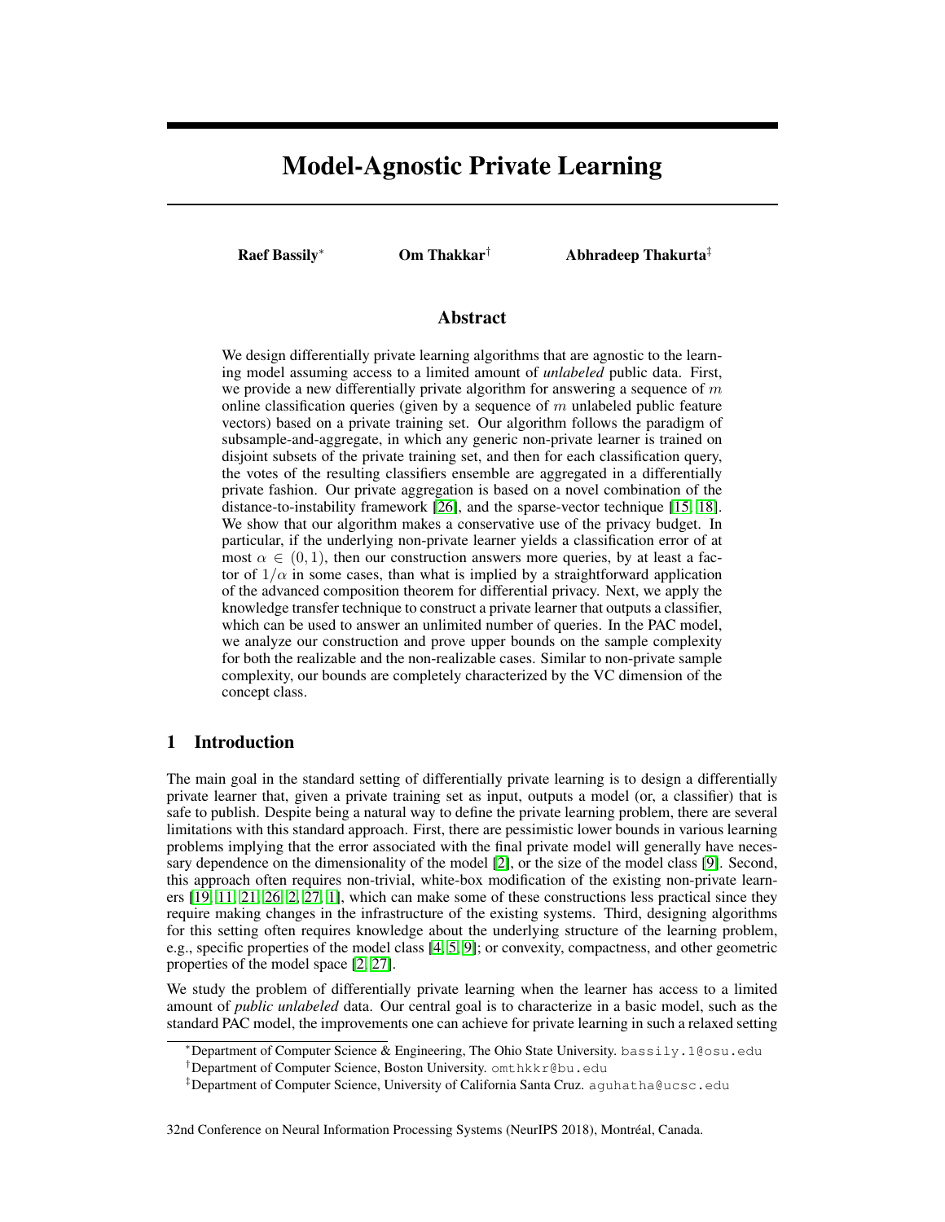# Model-Agnostic Private Learning

**Raef Bassily**[*] **Om Thakkar**[†] **Abhradeep Thakurta**[‡]

## Abstract

We design differentially private learning algorithms that are agnostic to the learning model assuming access to a limited amount of *unlabeled* public data. First, we provide a new differentially private algorithm for answering a sequence of $m$ online classification queries (given by a sequence of $m$ unlabeled public feature vectors) based on a private training set. Our algorithm follows the paradigm of subsample-and-aggregate, in which any generic non-private learner is trained on disjoint subsets of the private training set, and then for each classification query, the votes of the resulting classifiers ensemble are aggregated in a differentially private fashion. Our private aggregation is based on a novel combination of the distance-to-instability framework [26], and the sparse-vector technique [15, 18]. We show that our algorithm makes a conservative use of the privacy budget. In particular, if the underlying non-private learner yields a classification error of at most $\alpha \in (0, 1)$, then our construction answers more queries, by at least a factor of $1/\alpha$ in some cases, than what is implied by a straightforward application of the advanced composition theorem for differential privacy. Next, we apply the knowledge transfer technique to construct a private learner that outputs a classifier, which can be used to answer an unlimited number of queries. In the PAC model, we analyze our construction and prove upper bounds on the sample complexity for both the realizable and the non-realizable cases. Similar to non-private sample complexity, our bounds are completely characterized by the VC dimension of the concept class.

## 1 Introduction

The main goal in the standard setting of differentially private learning is to design a differentially private learner that, given a private training set as input, outputs a model (or, a classifier) that is safe to publish. Despite being a natural way to define the private learning problem, there are several limitations with this standard approach. First, there are pessimistic lower bounds in various learning problems implying that the error associated with the final private model will generally have necessary dependence on the dimensionality of the model [2], or the size of the model class [9]. Second, this approach often requires non-trivial, white-box modification of the existing non-private learners [19, 11, 21, 26, 2, 27, 1], which can make some of these constructions less practical since they require making changes in the infrastructure of the existing systems. Third, designing algorithms for this setting often requires knowledge about the underlying structure of the learning problem, e.g., specific properties of the model class [4, 5, 9]; or convexity, compactness, and other geometric properties of the model space [2, 27].

We study the problem of differentially private learning when the learner has access to a limited amount of *public unlabeled* data. Our central goal is to characterize in a basic model, such as the standard PAC model, the improvements one can achieve for private learning in such a relaxed setting

[*] Department of Computer Science & Engineering, The Ohio State University. bassily.1@osu.edu

[†] Department of Computer Science, Boston University. omthkkr@bu.edu

[‡] Department of Computer Science, University of California Santa Cruz. aguhatha@ucsc.edu

32nd Conference on Neural Information Processing Systems (NeurIPS 2018), Montréal, Canada.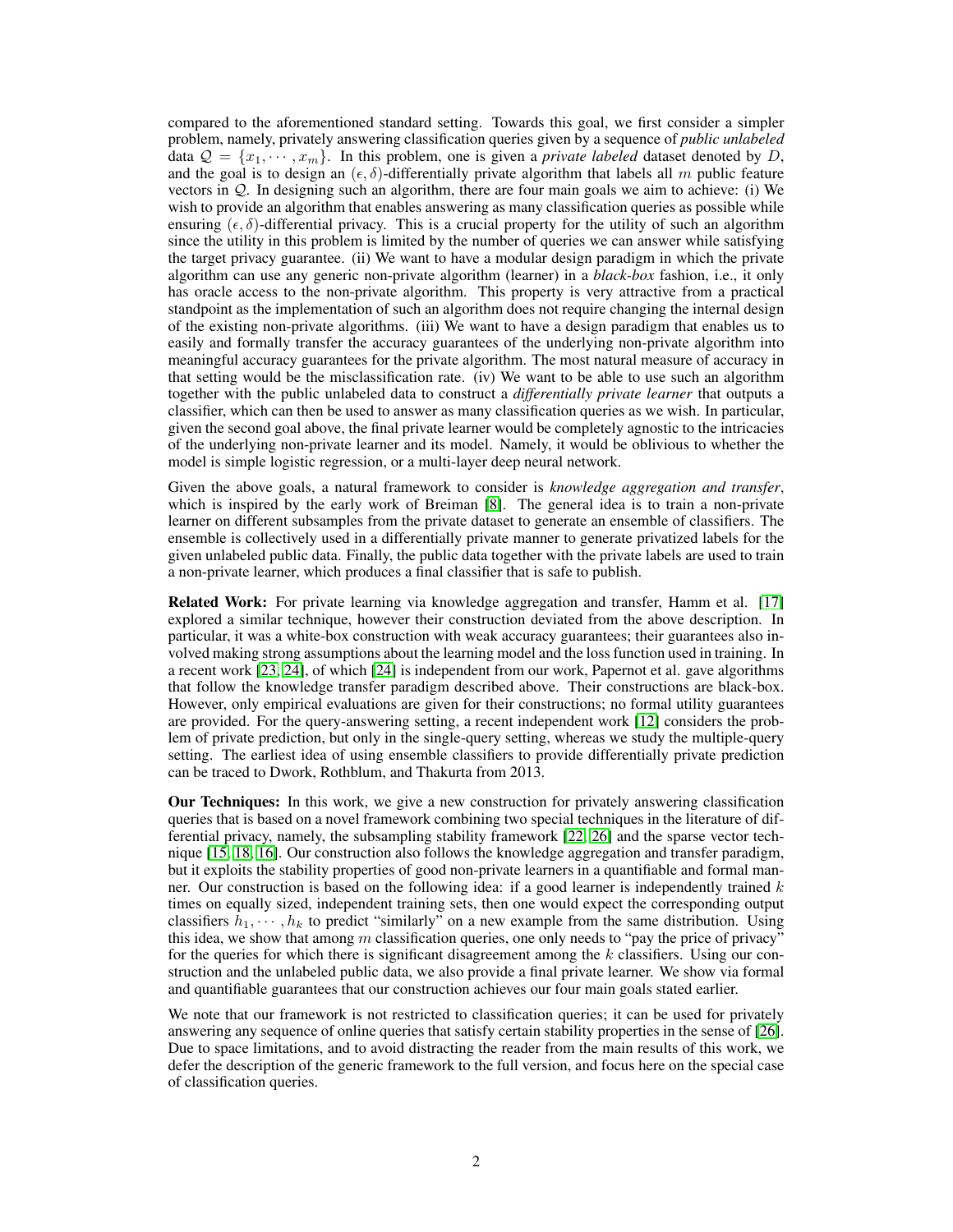compared to the aforementioned standard setting. Towards this goal, we first consider a simpler problem, namely, privately answering classification queries given by a sequence of *public unlabeled* data $\mathcal{Q} = \{x_1, \cdots, x_m\}$. In this problem, one is given a *private labeled* dataset denoted by $D$, and the goal is to design an $(\epsilon, \delta)$-differentially private algorithm that labels all $m$ public feature vectors in $\mathcal{Q}$. In designing such an algorithm, there are four main goals we aim to achieve: (i) We wish to provide an algorithm that enables answering as many classification queries as possible while ensuring $(\epsilon, \delta)$-differential privacy. This is a crucial property for the utility of such an algorithm since the utility in this problem is limited by the number of queries we can answer while satisfying the target privacy guarantee. (ii) We want to have a modular design paradigm in which the private algorithm can use any generic non-private algorithm (learner) in a *black-box* fashion, i.e., it only has oracle access to the non-private algorithm. This property is very attractive from a practical standpoint as the implementation of such an algorithm does not require changing the internal design of the existing non-private algorithms. (iii) We want to have a design paradigm that enables us to easily and formally transfer the accuracy guarantees of the underlying non-private algorithm into meaningful accuracy guarantees for the private algorithm. The most natural measure of accuracy in that setting would be the misclassification rate. (iv) We want to be able to use such an algorithm together with the public unlabeled data to construct a *differentially private learner* that outputs a classifier, which can then be used to answer as many classification queries as we wish. In particular, given the second goal above, the final private learner would be completely agnostic to the intricacies of the underlying non-private learner and its model. Namely, it would be oblivious to whether the model is simple logistic regression, or a multi-layer deep neural network.

Given the above goals, a natural framework to consider is *knowledge aggregation and transfer*, which is inspired by the early work of Breiman [8]. The general idea is to train a non-private learner on different subsamples from the private dataset to generate an ensemble of classifiers. The ensemble is collectively used in a differentially private manner to generate privatized labels for the given unlabeled public data. Finally, the public data together with the private labels are used to train a non-private learner, which produces a final classifier that is safe to publish.

**Related Work:** For private learning via knowledge aggregation and transfer, Hamm et al. [17] explored a similar technique, however their construction deviated from the above description. In particular, it was a white-box construction with weak accuracy guarantees; their guarantees also involved making strong assumptions about the learning model and the loss function used in training. In a recent work [23, 24], of which [24] is independent from our work, Papernot et al. gave algorithms that follow the knowledge transfer paradigm described above. Their constructions are black-box. However, only empirical evaluations are given for their constructions; no formal utility guarantees are provided. For the query-answering setting, a recent independent work [12] considers the problem of private prediction, but only in the single-query setting, whereas we study the multiple-query setting. The earliest idea of using ensemble classifiers to provide differentially private prediction can be traced to Dwork, Rothblum, and Thakurta from 2013.

**Our Techniques:** In this work, we give a new construction for privately answering classification queries that is based on a novel framework combining two special techniques in the literature of differential privacy, namely, the subsampling stability framework [22, 26] and the sparse vector technique [15, 18, 16]. Our construction also follows the knowledge aggregation and transfer paradigm, but it exploits the stability properties of good non-private learners in a quantifiable and formal manner. Our construction is based on the following idea: if a good learner is independently trained $k$ times on equally sized, independent training sets, then one would expect the corresponding output classifiers $h_1, \cdots, h_k$ to predict "similarly" on a new example from the same distribution. Using this idea, we show that among $m$ classification queries, one only needs to "pay the price of privacy" for the queries for which there is significant disagreement among the $k$ classifiers. Using our construction and the unlabeled public data, we also provide a final private learner. We show via formal and quantifiable guarantees that our construction achieves our four main goals stated earlier.

We note that our framework is not restricted to classification queries; it can be used for privately answering any sequence of online queries that satisfy certain stability properties in the sense of [26]. Due to space limitations, and to avoid distracting the reader from the main results of this work, we defer the description of the generic framework to the full version, and focus here on the special case of classification queries.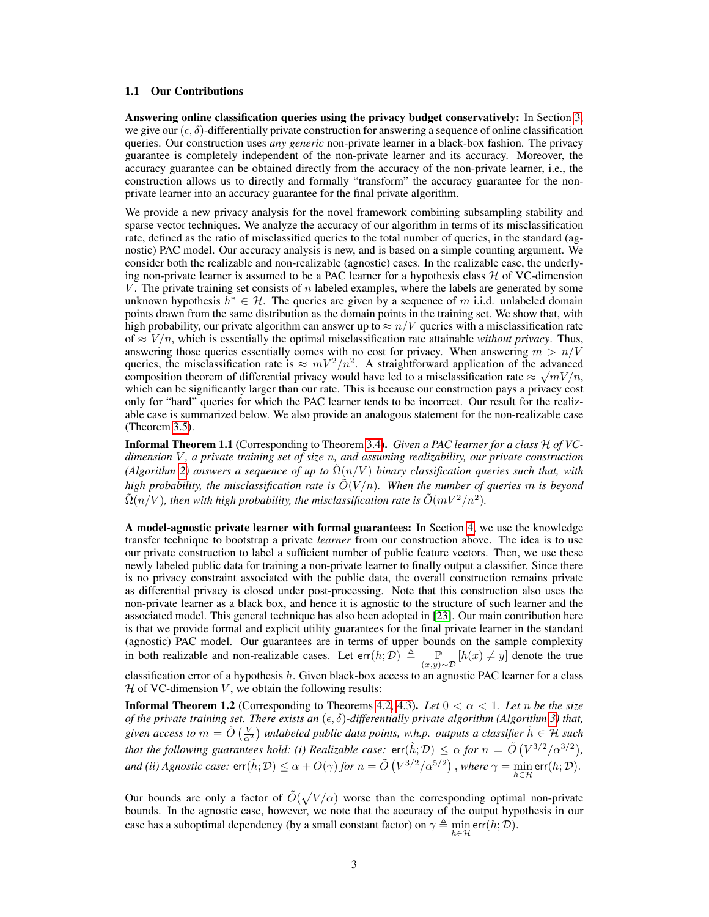### 1.1 Our Contributions

**Answering online classification queries using the privacy budget conservatively:** In Section 3, we give our $(\epsilon, \delta)$-differentially private construction for answering a sequence of online classification queries. Our construction uses *any generic* non-private learner in a black-box fashion. The privacy guarantee is completely independent of the non-private learner and its accuracy. Moreover, the accuracy guarantee can be obtained directly from the accuracy of the non-private learner, i.e., the construction allows us to directly and formally "transform" the accuracy guarantee for the non-private learner into an accuracy guarantee for the final private algorithm.

We provide a new privacy analysis for the novel framework combining subsampling stability and sparse vector techniques. We analyze the accuracy of our algorithm in terms of its misclassification rate, defined as the ratio of misclassified queries to the total number of queries, in the standard (agnostic) PAC model. Our accuracy analysis is new, and is based on a simple counting argument. We consider both the realizable and non-realizable (agnostic) cases. In the realizable case, the underlying non-private learner is assumed to be a PAC learner for a hypothesis class $\mathcal{H}$ of VC-dimension $V$. The private training set consists of $n$ labeled examples, where the labels are generated by some unknown hypothesis $h^* \in \mathcal{H}$. The queries are given by a sequence of $m$ i.i.d. unlabeled domain points drawn from the same distribution as the domain points in the training set. We show that, with high probability, our private algorithm can answer up to $\approx n/V$ queries with a misclassification rate of $\approx V/n$, which is essentially the optimal misclassification rate attainable *without privacy*. Thus, answering those queries essentially comes with no cost for privacy. When answering $m > n/V$ queries, the misclassification rate is $\approx mV^2/n^2$. A straightforward application of the advanced composition theorem of differential privacy would have led to a misclassification rate $\approx \sqrt{m}V/n$, which can be significantly larger than our rate. This is because our construction pays a privacy cost only for "hard" queries for which the PAC learner tends to be incorrect. Our result for the realizable case is summarized below. We also provide an analogous statement for the non-realizable case (Theorem 3.5).

**Informal Theorem 1.1** (Corresponding to Theorem 3.4)**.** *Given a PAC learner for a class $\mathcal{H}$ of VC-dimension $V$, a private training set of size $n$, and assuming realizability, our private construction (Algorithm 2) answers a sequence of up to $\tilde{\Omega}(n/V)$ binary classification queries such that, with high probability, the misclassification rate is $\tilde{O}(V/n)$. When the number of queries $m$ is beyond $\tilde{\Omega}(n/V)$, then with high probability, the misclassification rate is $\tilde{O}(mV^2/n^2)$.*

**A model-agnostic private learner with formal guarantees:** In Section 4, we use the knowledge transfer technique to bootstrap a private *learner* from our construction above. The idea is to use our private construction to label a sufficient number of public feature vectors. Then, we use these newly labeled public data for training a non-private learner to finally output a classifier. Since there is no privacy constraint associated with the public data, the overall construction remains private as differential privacy is closed under post-processing. Note that this construction also uses the non-private learner as a black box, and hence it is agnostic to the structure of such learner and the associated model. This general technique has also been adopted in [23]. Our main contribution here is that we provide formal and explicit utility guarantees for the final private learner in the standard (agnostic) PAC model. Our guarantees are in terms of upper bounds on the sample complexity in both realizable and non-realizable cases. Let $\mathsf{err}(h;\mathcal{D}) \triangleq \underset{(x,y)\sim\mathcal{D}}{\mathbb{P}}[h(x) \neq y]$ denote the true classification error of a hypothesis $h$. Given black-box access to an agnostic PAC learner for a class $\mathcal{H}$ of VC-dimension $V$, we obtain the following results:

**Informal Theorem 1.2** (Corresponding to Theorems 4.2, 4.3)**.** *Let $0 < \alpha < 1$. Let $n$ be the size of the private training set. There exists an $(\epsilon, \delta)$-differentially private algorithm (Algorithm 3) that, given access to $m = \tilde{O}\left(\frac{V}{\alpha^2}\right)$ unlabeled public data points, w.h.p. outputs a classifier $\hat{h} \in \mathcal{H}$ such that the following guarantees hold: (i) Realizable case: $\mathsf{err}(\hat{h};\mathcal{D}) \leq \alpha$ for $n = \tilde{O}\left(V^{3/2}/\alpha^{3/2}\right)$, and (ii) Agnostic case: $\mathsf{err}(\hat{h};\mathcal{D}) \leq \alpha + O(\gamma)$ for $n = \tilde{O}\left(V^{3/2}/\alpha^{5/2}\right)$, where $\gamma = \min_{h\in\mathcal{H}} \mathsf{err}(h;\mathcal{D})$.*

Our bounds are only a factor of $\tilde{O}(\sqrt{V/\alpha})$ worse than the corresponding optimal non-private bounds. In the agnostic case, however, we note that the accuracy of the output hypothesis in our case has a suboptimal dependency (by a small constant factor) on $\gamma \triangleq \min_{h\in\mathcal{H}} \mathsf{err}(h;\mathcal{D})$.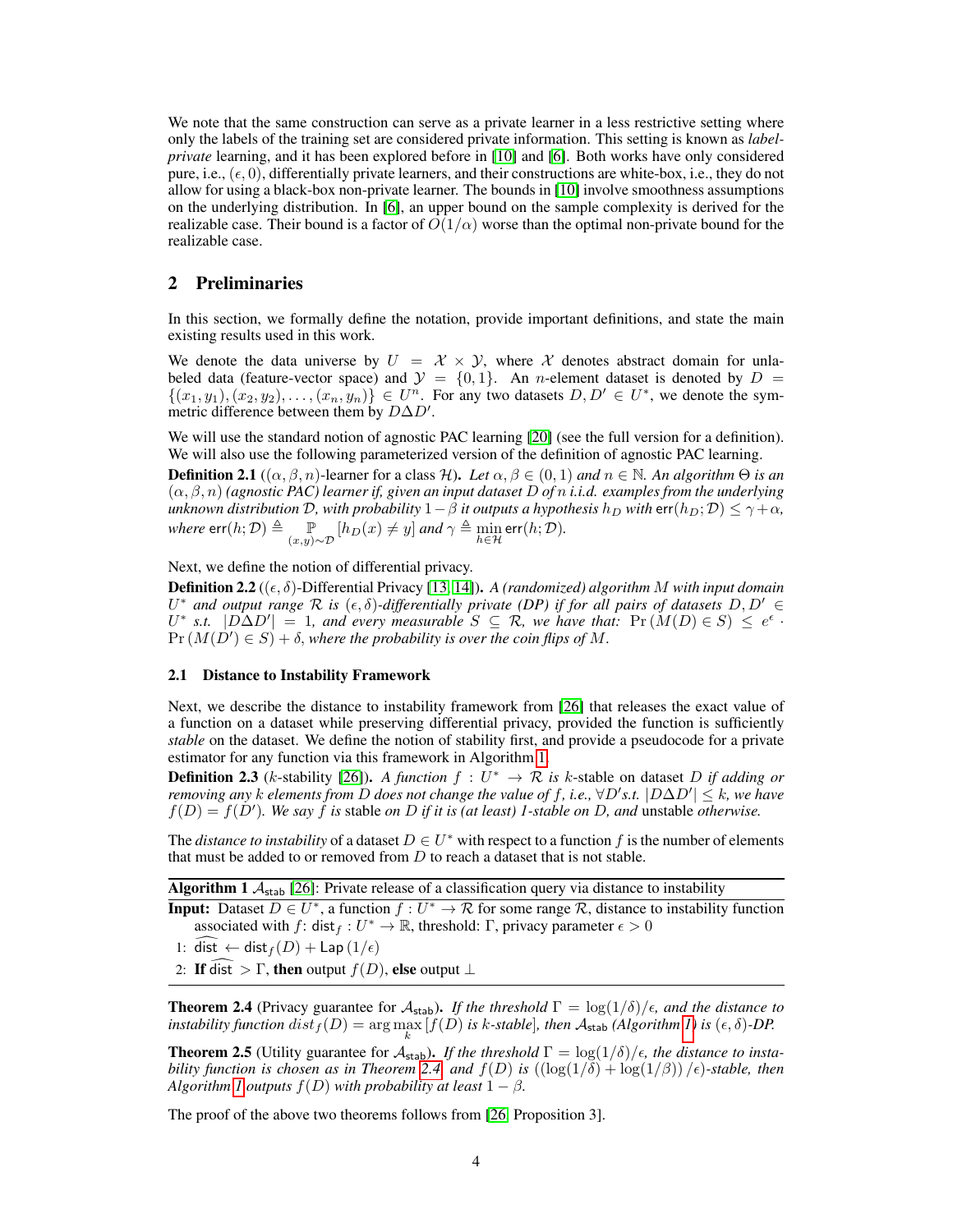We note that the same construction can serve as a private learner in a less restrictive setting where only the labels of the training set are considered private information. This setting is known as *label-private* learning, and it has been explored before in [10] and [6]. Both works have only considered pure, i.e., $(\epsilon, 0)$, differentially private learners, and their constructions are white-box, i.e., they do not allow for using a black-box non-private learner. The bounds in [10] involve smoothness assumptions on the underlying distribution. In [6], an upper bound on the sample complexity is derived for the realizable case. Their bound is a factor of $O(1/\alpha)$ worse than the optimal non-private bound for the realizable case.

## 2 Preliminaries

In this section, we formally define the notation, provide important definitions, and state the main existing results used in this work.

We denote the data universe by $U = \mathcal{X} \times \mathcal{Y}$, where $\mathcal{X}$ denotes abstract domain for unlabeled data (feature-vector space) and $\mathcal{Y} = \{0, 1\}$. An $n$-element dataset is denoted by $D = \{(x_1, y_1), (x_2, y_2), \ldots, (x_n, y_n)\} \in U^n$. For any two datasets $D, D' \in U^*$, we denote the symmetric difference between them by $D \Delta D'$.

We will use the standard notion of agnostic PAC learning [20] (see the full version for a definition). We will also use the following parameterized version of the definition of agnostic PAC learning.

**Definition 2.1** ($(\alpha, \beta, n)$-learner for a class $\mathcal{H}$). *Let $\alpha, \beta \in (0, 1)$ and $n \in \mathbb{N}$. An algorithm $\Theta$ is an $(\alpha, \beta, n)$ (agnostic PAC) learner if, given an input dataset $D$ of $n$ i.i.d. examples from the underlying unknown distribution $\mathcal{D}$, with probability $1 - \beta$ it outputs a hypothesis $h_D$ with $\mathsf{err}(h_D; \mathcal{D}) \leq \gamma + \alpha$, where $\mathsf{err}(h; \mathcal{D}) \triangleq \underset{(x,y) \sim \mathcal{D}}{\mathbb{P}} [h_D(x) \neq y]$ and $\gamma \triangleq \min_{h \in \mathcal{H}} \mathsf{err}(h; \mathcal{D})$.*

Next, we define the notion of differential privacy.

**Definition 2.2** ($(\epsilon, \delta)$-Differential Privacy [13, 14]). *A (randomized) algorithm $M$ with input domain $U^*$ and output range $\mathcal{R}$ is $(\epsilon, \delta)$-differentially private (DP) if for all pairs of datasets $D, D' \in U^*$ s.t. $|D \Delta D'| = 1$, and every measurable $S \subseteq \mathcal{R}$, we have that: $\Pr(M(D) \in S) \leq e^\epsilon \cdot \Pr(M(D') \in S) + \delta$, where the probability is over the coin flips of $M$.*

### 2.1 Distance to Instability Framework

Next, we describe the distance to instability framework from [26] that releases the exact value of a function on a dataset while preserving differential privacy, provided the function is sufficiently *stable* on the dataset. We define the notion of stability first, and provide a pseudocode for a private estimator for any function via this framework in Algorithm 1.

**Definition 2.3** ($k$-stability [26]). *A function $f : U^* \to \mathcal{R}$ is $k$-stable on dataset $D$ if adding or removing any $k$ elements from $D$ does not change the value of $f$, i.e., $\forall D'$ s.t. $|D \Delta D'| \leq k$, we have $f(D) = f(D')$. We say $f$ is* stable *on $D$ if it is (at least) 1-stable on $D$, and* unstable *otherwise.*

The *distance to instability* of a dataset $D \in U^*$ with respect to a function $f$ is the number of elements that must be added to or removed from $D$ to reach a dataset that is not stable.

---

**Algorithm 1** $\mathcal{A}_{\mathsf{stab}}$ [26]: Private release of a classification query via distance to instability

---

**Input:** Dataset $D \in U^*$, a function $f : U^* \to \mathcal{R}$ for some range $\mathcal{R}$, distance to instability function associated with $f$: $\mathsf{dist}_f : U^* \to \mathbb{R}$, threshold: $\Gamma$, privacy parameter $\epsilon > 0$

1: $\widehat{\mathsf{dist}} \leftarrow \mathsf{dist}_f(D) + \mathsf{Lap}(1/\epsilon)$

2: **If** $\widehat{\mathsf{dist}} > \Gamma$, **then** output $f(D)$, **else** output $\perp$

---

**Theorem 2.4** (Privacy guarantee for $\mathcal{A}_{\mathsf{stab}}$). *If the threshold $\Gamma = \log(1/\delta)/\epsilon$, and the distance to instability function $dist_f(D) = \arg\max_k [f(D)$ is $k$-stable$]$, then $\mathcal{A}_{\mathsf{stab}}$ (Algorithm 1) is $(\epsilon, \delta)$-DP.*

**Theorem 2.5** (Utility guarantee for $\mathcal{A}_{\mathsf{stab}}$). *If the threshold $\Gamma = \log(1/\delta)/\epsilon$, the distance to instability function is chosen as in Theorem 2.4, and $f(D)$ is $((\log(1/\delta) + \log(1/\beta))/\epsilon)$-stable, then Algorithm 1 outputs $f(D)$ with probability at least $1 - \beta$.*

The proof of the above two theorems follows from [26, Proposition 3].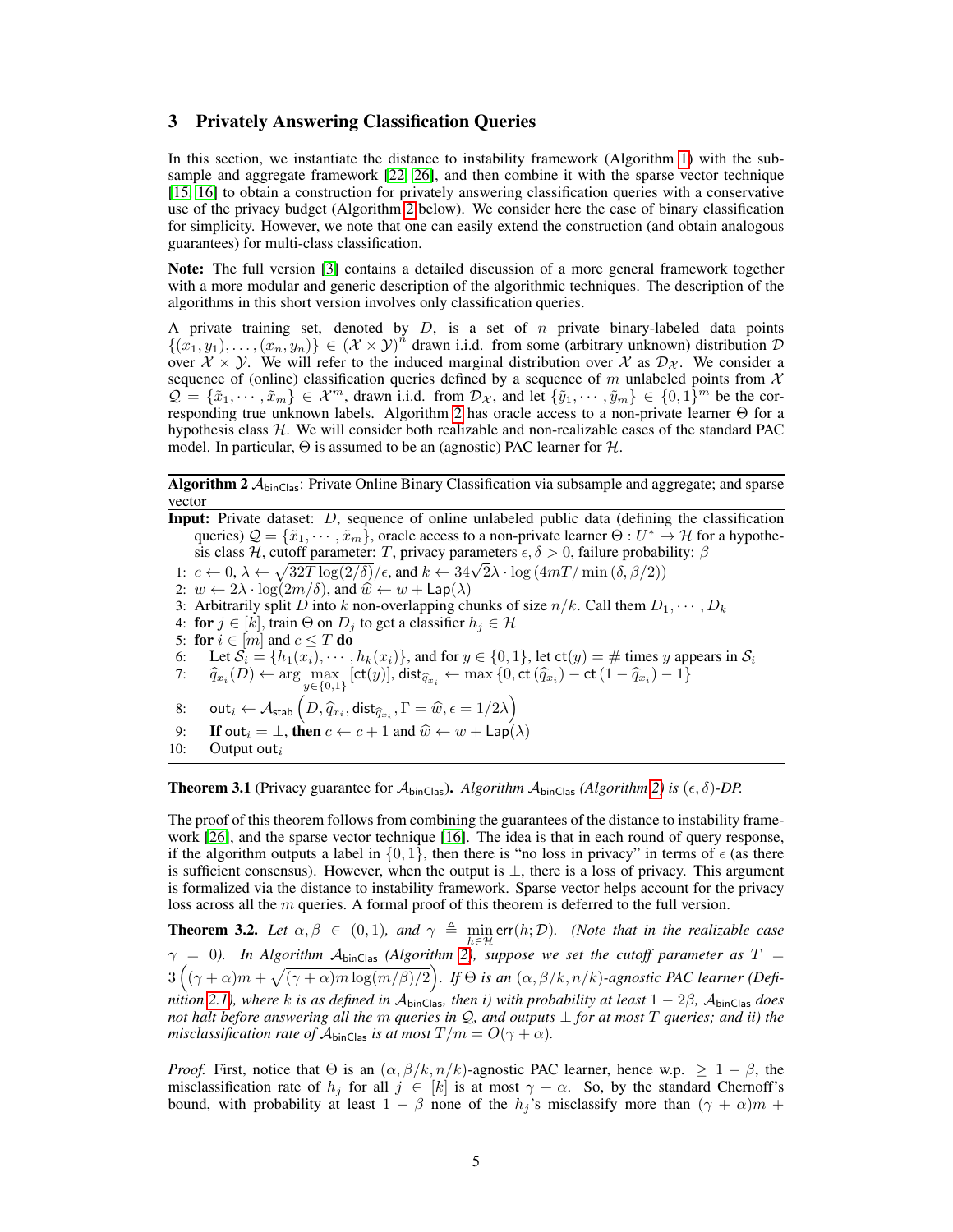## 3 Privately Answering Classification Queries

In this section, we instantiate the distance to instability framework (Algorithm 1) with the subsample and aggregate framework [22, 26], and then combine it with the sparse vector technique [15, 16] to obtain a construction for privately answering classification queries with a conservative use of the privacy budget (Algorithm 2 below). We consider here the case of binary classification for simplicity. However, we note that one can easily extend the construction (and obtain analogous guarantees) for multi-class classification.

**Note:** The full version [3] contains a detailed discussion of a more general framework together with a more modular and generic description of the algorithmic techniques. The description of the algorithms in this short version involves only classification queries.

A private training set, denoted by $D$, is a set of $n$ private binary-labeled data points $\{(x_1, y_1), \ldots, (x_n, y_n)\} \in (\mathcal{X} \times \mathcal{Y})^n$ drawn i.i.d. from some (arbitrary unknown) distribution $\mathcal{D}$ over $\mathcal{X} \times \mathcal{Y}$. We will refer to the induced marginal distribution over $\mathcal{X}$ as $\mathcal{D}_{\mathcal{X}}$. We consider a sequence of (online) classification queries defined by a sequence of $m$ unlabeled points from $\mathcal{X}$ $\mathcal{Q} = \{\tilde{x}_1, \cdots, \tilde{x}_m\} \in \mathcal{X}^m$, drawn i.i.d. from $\mathcal{D}_{\mathcal{X}}$, and let $\{\tilde{y}_1, \cdots, \tilde{y}_m\} \in \{0,1\}^m$ be the corresponding true unknown labels. Algorithm 2 has oracle access to a non-private learner $\Theta$ for a hypothesis class $\mathcal{H}$. We will consider both realizable and non-realizable cases of the standard PAC model. In particular, $\Theta$ is assumed to be an (agnostic) PAC learner for $\mathcal{H}$.

**Algorithm 2** $\mathcal{A}_{\mathsf{binClas}}$: Private Online Binary Classification via subsample and aggregate; and sparse vector

**Input:** Private dataset: $D$, sequence of online unlabeled public data (defining the classification queries) $\mathcal{Q} = \{\tilde{x}_1, \cdots, \tilde{x}_m\}$, oracle access to a non-private learner $\Theta : U^* \to \mathcal{H}$ for a hypothesis class $\mathcal{H}$, cutoff parameter: $T$, privacy parameters $\epsilon, \delta > 0$, failure probability: $\beta$

1: $c \leftarrow 0$, $\lambda \leftarrow \sqrt{32T\log(2/\delta)}/\epsilon$, and $k \leftarrow 34\sqrt{2}\lambda \cdot \log\left(4mT/\min\left(\delta, \beta/2\right)\right)$
2: $w \leftarrow 2\lambda \cdot \log(2m/\delta)$, and $\widehat{w} \leftarrow w + \mathsf{Lap}(\lambda)$
3: Arbitrarily split $D$ into $k$ non-overlapping chunks of size $n/k$. Call them $D_1, \cdots, D_k$
4: **for** $j \in [k]$, train $\Theta$ on $D_j$ to get a classifier $h_j \in \mathcal{H}$
5: **for** $i \in [m]$ and $c \leq T$ **do**
6: Let $\mathcal{S}_i = \{h_1(x_i), \cdots, h_k(x_i)\}$, and for $y \in \{0,1\}$, let $\mathsf{ct}(y) = \#$ times $y$ appears in $\mathcal{S}_i$
7: $\widehat{q}_{x_i}(D) \leftarrow \arg\max\limits_{y \in \{0,1\}} [\mathsf{ct}(y)]$, $\mathsf{dist}_{\widehat{q}_{x_i}} \leftarrow \max\left\{0, \mathsf{ct}\left(\widehat{q}_{x_i}\right) - \mathsf{ct}\left(1 - \widehat{q}_{x_i}\right) - 1\right\}$
8: $\mathsf{out}_i \leftarrow \mathcal{A}_{\mathsf{stab}}\left(D, \widehat{q}_{x_i}, \mathsf{dist}_{\widehat{q}_{x_i}}, \Gamma = \widehat{w}, \epsilon = 1/2\lambda\right)$
9: **If** $\mathsf{out}_i = \bot$, **then** $c \leftarrow c + 1$ and $\widehat{w} \leftarrow w + \mathsf{Lap}(\lambda)$
10: Output $\mathsf{out}_i$

**Theorem 3.1** (Privacy guarantee for $\mathcal{A}_{\mathsf{binClas}}$). *Algorithm $\mathcal{A}_{\mathsf{binClas}}$ (Algorithm 2) is $(\epsilon, \delta)$-DP.*

The proof of this theorem follows from combining the guarantees of the distance to instability framework [26], and the sparse vector technique [16]. The idea is that in each round of query response, if the algorithm outputs a label in $\{0,1\}$, then there is "no loss in privacy" in terms of $\epsilon$ (as there is sufficient consensus). However, when the output is $\bot$, there is a loss of privacy. This argument is formalized via the distance to instability framework. Sparse vector helps account for the privacy loss across all the $m$ queries. A formal proof of this theorem is deferred to the full version.

**Theorem 3.2.** *Let $\alpha, \beta \in (0,1)$, and $\gamma \triangleq \min\limits_{h \in \mathcal{H}} \mathsf{err}(h; \mathcal{D})$. (Note that in the realizable case $\gamma = 0$). In Algorithm $\mathcal{A}_{\mathsf{binClas}}$ (Algorithm 2), suppose we set the cutoff parameter as $T = 3\left((\gamma+\alpha)m + \sqrt{(\gamma+\alpha)m\log(m/\beta)/2}\right)$. If $\Theta$ is an $(\alpha, \beta/k, n/k)$-agnostic PAC learner (Definition 2.1), where $k$ is as defined in $\mathcal{A}_{\mathsf{binClas}}$, then i) with probability at least $1 - 2\beta$, $\mathcal{A}_{\mathsf{binClas}}$ does not halt before answering all the $m$ queries in $\mathcal{Q}$, and outputs $\bot$ for at most $T$ queries; and ii) the misclassification rate of $\mathcal{A}_{\mathsf{binClas}}$ is at most $T/m = O(\gamma + \alpha)$.*

*Proof.* First, notice that $\Theta$ is an $(\alpha, \beta/k, n/k)$-agnostic PAC learner, hence w.p. $\geq 1 - \beta$, the misclassification rate of $h_j$ for all $j \in [k]$ is at most $\gamma + \alpha$. So, by the standard Chernoff's bound, with probability at least $1 - \beta$ none of the $h_j$'s misclassify more than $(\gamma + \alpha)m +$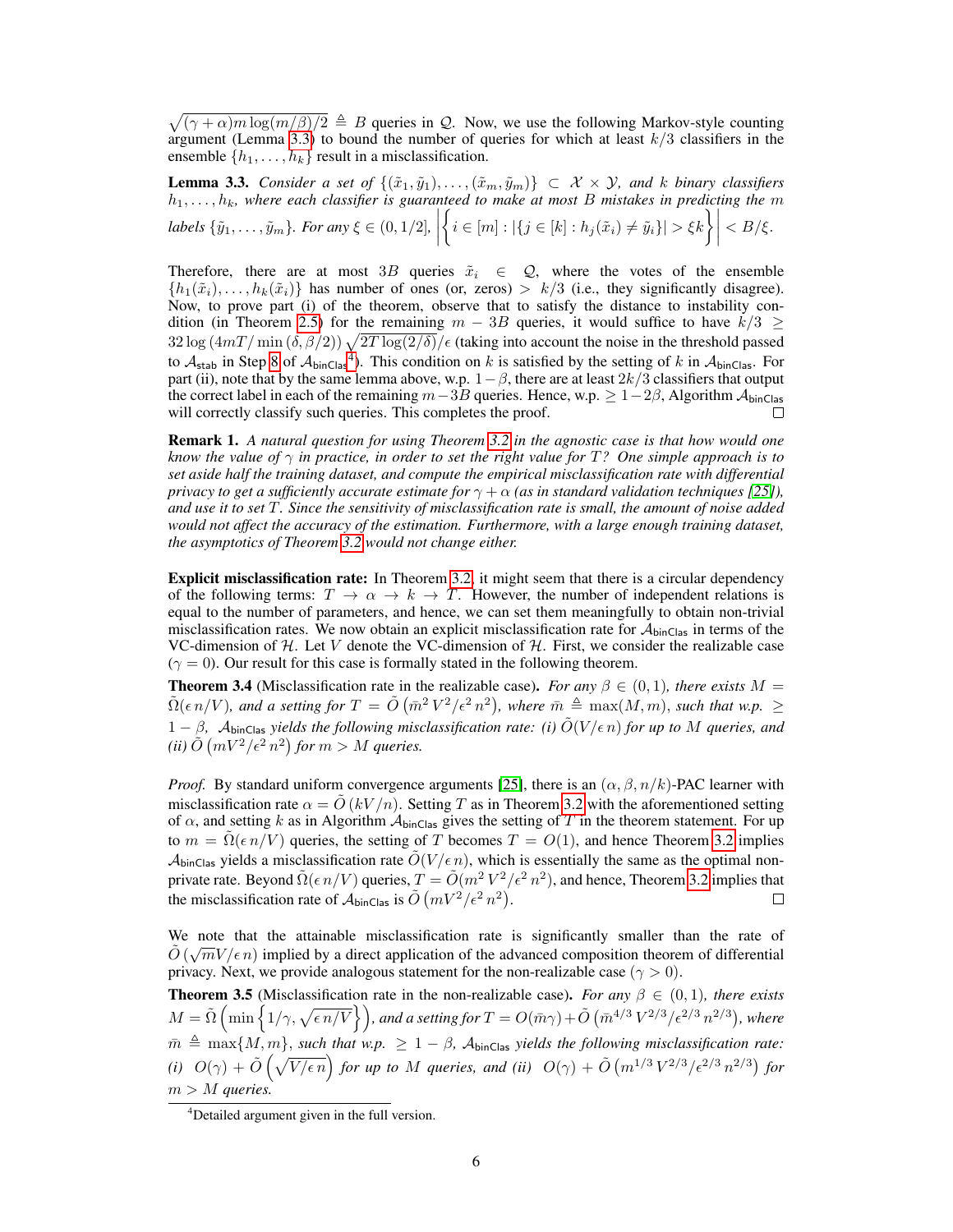$\sqrt{(\gamma+\alpha)m\log(m/\beta)/2} \triangleq B$ queries in $\mathcal{Q}$. Now, we use the following Markov-style counting argument (Lemma 3.3) to bound the number of queries for which at least $k/3$ classifiers in the ensemble $\{h_1,\ldots,h_k\}$ result in a misclassification.

**Lemma 3.3.** *Consider a set of* $\{(\tilde{x}_1,\tilde{y}_1),\ldots,(\tilde{x}_m,\tilde{y}_m)\} \subset \mathcal{X}\times\mathcal{Y}$*, and* $k$ *binary classifiers* $h_1,\ldots,h_k$*, where each classifier is guaranteed to make at most* $B$ *mistakes in predicting the* $m$ *labels* $\{\tilde{y}_1,\ldots,\tilde{y}_m\}$*. For any* $\xi\in(0,1/2]$, $\left|\left\{i\in[m]:|\{j\in[k]:h_j(\tilde{x}_i)\neq\tilde{y}_i\}|>\xi k\right\}\right| < B/\xi$.

Therefore, there are at most $3B$ queries $\tilde{x}_i \in \mathcal{Q}$, where the votes of the ensemble $\{h_1(\tilde{x}_i),\ldots,h_k(\tilde{x}_i)\}$ has number of ones (or, zeros) $> k/3$ (i.e., they significantly disagree). Now, to prove part (i) of the theorem, observe that to satisfy the distance to instability condition (in Theorem 2.5) for the remaining $m-3B$ queries, it would suffice to have $k/3 \geq 32\log\left(4mT/\min\left(\delta,\beta/2\right)\right)\sqrt{2T\log(2/\delta)}/\epsilon$ (taking into account the noise in the threshold passed to $\mathcal{A}_{\mathsf{stab}}$ in Step 8 of $\mathcal{A}_{\mathsf{binClas}}$[4]). This condition on $k$ is satisfied by the setting of $k$ in $\mathcal{A}_{\mathsf{binClas}}$. For part (ii), note that by the same lemma above, w.p. $1-\beta$, there are at least $2k/3$ classifiers that output the correct label in each of the remaining $m-3B$ queries. Hence, w.p. $\geq 1-2\beta$, Algorithm $\mathcal{A}_{\mathsf{binClas}}$ will correctly classify such queries. This completes the proof. ∎

**Remark 1.** *A natural question for using Theorem 3.2 in the agnostic case is that how would one know the value of* $\gamma$ *in practice, in order to set the right value for* $T$*? One simple approach is to set aside half the training dataset, and compute the empirical misclassification rate with differential privacy to get a sufficiently accurate estimate for* $\gamma+\alpha$ *(as in standard validation techniques [25]), and use it to set* $T$*. Since the sensitivity of misclassification rate is small, the amount of noise added would not affect the accuracy of the estimation. Furthermore, with a large enough training dataset, the asymptotics of Theorem 3.2 would not change either.*

**Explicit misclassification rate:** In Theorem 3.2, it might seem that there is a circular dependency of the following terms: $T\to\alpha\to k\to T$. However, the number of independent relations is equal to the number of parameters, and hence, we can set them meaningfully to obtain non-trivial misclassification rates. We now obtain an explicit misclassification rate for $\mathcal{A}_{\mathsf{binClas}}$ in terms of the VC-dimension of $\mathcal{H}$. Let $V$ denote the VC-dimension of $\mathcal{H}$. First, we consider the realizable case ($\gamma=0$). Our result for this case is formally stated in the following theorem.

**Theorem 3.4** (Misclassification rate in the realizable case)**.** *For any* $\beta\in(0,1)$*, there exists* $M=\tilde{\Omega}(\epsilon\, n/V)$*, and a setting for* $T=\tilde{O}\left(\bar{m}^2\,V^2/\epsilon^2\,n^2\right)$*, where* $\bar{m}\triangleq\max(M,m)$*, such that w.p.* $\geq 1-\beta$*,* $\mathcal{A}_{\mathsf{binClas}}$ *yields the following misclassification rate: (i)* $\tilde{O}(V/\epsilon\, n)$ *for up to* $M$ *queries, and (ii)* $\tilde{O}\left(mV^2/\epsilon^2\, n^2\right)$ *for* $m>M$ *queries.*

*Proof.* By standard uniform convergence arguments [25], there is an $(\alpha,\beta,n/k)$-PAC learner with misclassification rate $\alpha=\tilde{O}\left(kV/n\right)$. Setting $T$ as in Theorem 3.2 with the aforementioned setting of $\alpha$, and setting $k$ as in Algorithm $\mathcal{A}_{\mathsf{binClas}}$ gives the setting of $T$ in the theorem statement. For up to $m=\tilde{\Omega}(\epsilon\, n/V)$ queries, the setting of $T$ becomes $T=O(1)$, and hence Theorem 3.2 implies $\mathcal{A}_{\mathsf{binClas}}$ yields a misclassification rate $\tilde{O}(V/\epsilon\, n)$, which is essentially the same as the optimal non-private rate. Beyond $\tilde{\Omega}(\epsilon\, n/V)$ queries, $T=\tilde{O}(m^2\,V^2/\epsilon^2\, n^2)$, and hence, Theorem 3.2 implies that the misclassification rate of $\mathcal{A}_{\mathsf{binClas}}$ is $\tilde{O}\left(mV^2/\epsilon^2\, n^2\right)$. ∎

We note that the attainable misclassification rate is significantly smaller than the rate of $\tilde{O}\left(\sqrt{m}V/\epsilon\, n\right)$ implied by a direct application of the advanced composition theorem of differential privacy. Next, we provide analogous statement for the non-realizable case ($\gamma>0$).

**Theorem 3.5** (Misclassification rate in the non-realizable case)**.** *For any* $\beta\in(0,1)$*, there exists* $M=\tilde{\Omega}\left(\min\left\{1/\gamma,\sqrt{\epsilon\, n/V}\right\}\right)$*, and a setting for* $T=O(\bar{m}\gamma)+\tilde{O}\left(\bar{m}^{4/3}\,V^{2/3}/\epsilon^{2/3}\,n^{2/3}\right)$*, where* $\bar{m}\triangleq\max\{M,m\}$*, such that w.p.* $\geq 1-\beta$*,* $\mathcal{A}_{\mathsf{binClas}}$ *yields the following misclassification rate: (i)* $O(\gamma)+\tilde{O}\left(\sqrt{V/\epsilon\, n}\right)$ *for up to* $M$ *queries, and (ii)* $O(\gamma)+\tilde{O}\left(m^{1/3}\,V^{2/3}/\epsilon^{2/3}\,n^{2/3}\right)$ *for* $m>M$ *queries.*

[4] Detailed argument given in the full version.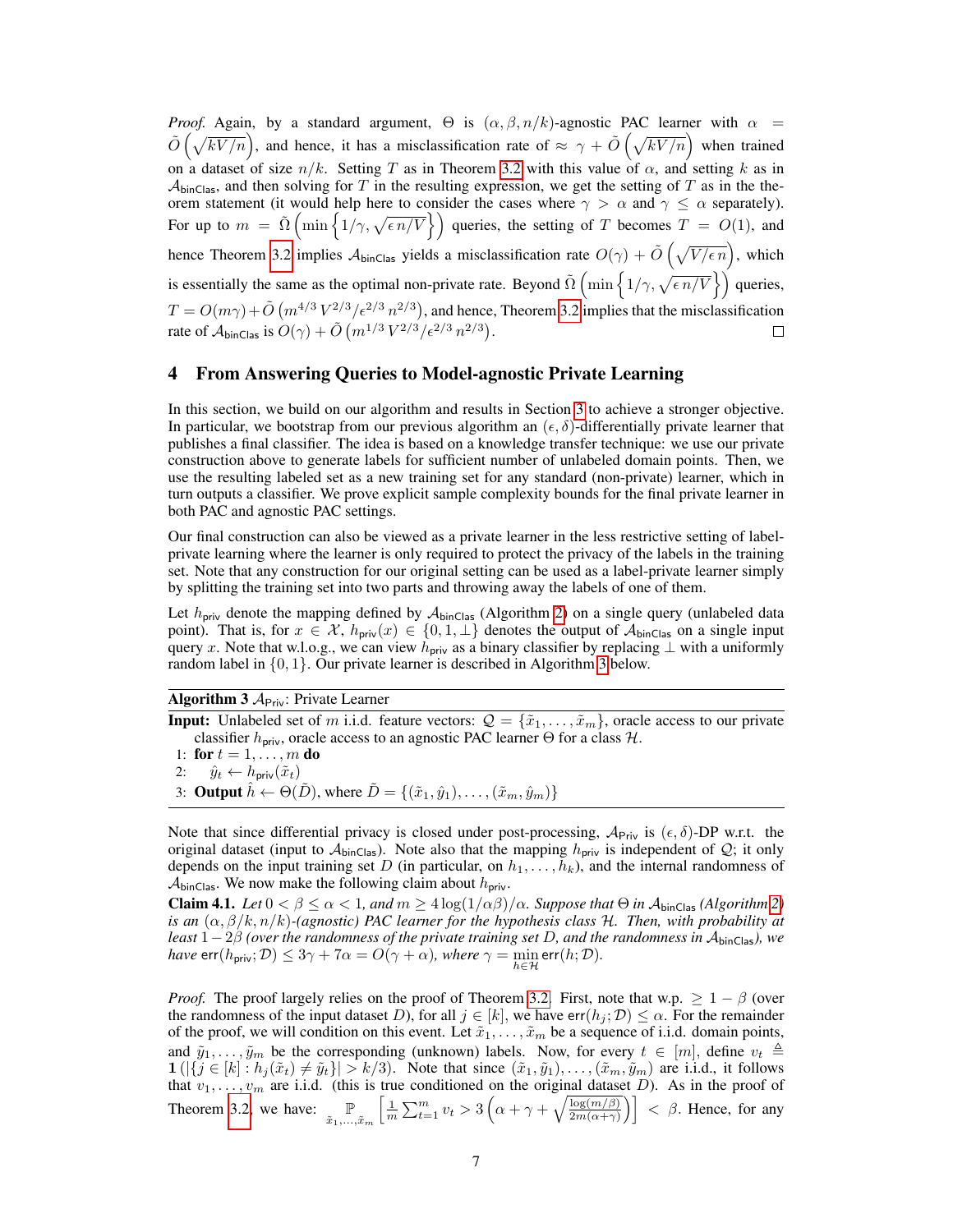*Proof.* Again, by a standard argument, $\Theta$ is $(\alpha, \beta, n/k)$-agnostic PAC learner with $\alpha = \tilde{O}\left(\sqrt{kV/n}\right)$, and hence, it has a misclassification rate of $\approx \gamma + \tilde{O}\left(\sqrt{kV/n}\right)$ when trained on a dataset of size $n/k$. Setting $T$ as in Theorem 3.2 with this value of $\alpha$, and setting $k$ as in $\mathcal{A}_{\mathsf{binClas}}$, and then solving for $T$ in the resulting expression, we get the setting of $T$ as in the theorem statement (it would help here to consider the cases where $\gamma > \alpha$ and $\gamma \leq \alpha$ separately). For up to $m = \tilde{\Omega}\left(\min\left\{1/\gamma, \sqrt{\epsilon\, n/V}\right\}\right)$ queries, the setting of $T$ becomes $T = O(1)$, and hence Theorem 3.2 implies $\mathcal{A}_{\mathsf{binClas}}$ yields a misclassification rate $O(\gamma) + \tilde{O}\left(\sqrt{V/\epsilon\, n}\right)$, which is essentially the same as the optimal non-private rate. Beyond $\tilde{\Omega}\left(\min\left\{1/\gamma, \sqrt{\epsilon\, n/V}\right\}\right)$ queries, $T = O(m\gamma) + \tilde{O}\left(m^{4/3}\, V^{2/3}/\epsilon^{2/3}\, n^{2/3}\right)$, and hence, Theorem 3.2 implies that the misclassification rate of $\mathcal{A}_{\mathsf{binClas}}$ is $O(\gamma) + \tilde{O}\left(m^{1/3}\, V^{2/3}/\epsilon^{2/3}\, n^{2/3}\right)$. $\square$

# 4 From Answering Queries to Model-agnostic Private Learning

In this section, we build on our algorithm and results in Section 3 to achieve a stronger objective. In particular, we bootstrap from our previous algorithm an $(\epsilon, \delta)$-differentially private learner that publishes a final classifier. The idea is based on a knowledge transfer technique: we use our private construction above to generate labels for sufficient number of unlabeled domain points. Then, we use the resulting labeled set as a new training set for any standard (non-private) learner, which in turn outputs a classifier. We prove explicit sample complexity bounds for the final private learner in both PAC and agnostic PAC settings.

Our final construction can also be viewed as a private learner in the less restrictive setting of label-private learning where the learner is only required to protect the privacy of the labels in the training set. Note that any construction for our original setting can be used as a label-private learner simply by splitting the training set into two parts and throwing away the labels of one of them.

Let $h_{\mathsf{priv}}$ denote the mapping defined by $\mathcal{A}_{\mathsf{binClas}}$ (Algorithm 2) on a single query (unlabeled data point). That is, for $x \in \mathcal{X}$, $h_{\mathsf{priv}}(x) \in \{0, 1, \perp\}$ denotes the output of $\mathcal{A}_{\mathsf{binClas}}$ on a single input query $x$. Note that w.l.o.g., we can view $h_{\mathsf{priv}}$ as a binary classifier by replacing $\perp$ with a uniformly random label in $\{0, 1\}$. Our private learner is described in Algorithm 3 below.

---

**Algorithm 3** $\mathcal{A}_{\mathsf{Priv}}$: Private Learner

---

**Input:** Unlabeled set of $m$ i.i.d. feature vectors: $\mathcal{Q} = \{\tilde{x}_1, \ldots, \tilde{x}_m\}$, oracle access to our private classifier $h_{\mathsf{priv}}$, oracle access to an agnostic PAC learner $\Theta$ for a class $\mathcal{H}$.

1: **for** $t = 1, \ldots, m$ **do**

2: $\quad \hat{y}_t \leftarrow h_{\mathsf{priv}}(\tilde{x}_t)$

3: **Output** $\hat{h} \leftarrow \Theta(\tilde{D})$, where $\tilde{D} = \{(\tilde{x}_1, \hat{y}_1), \ldots, (\tilde{x}_m, \hat{y}_m)\}$

---

Note that since differential privacy is closed under post-processing, $\mathcal{A}_{\mathsf{Priv}}$ is $(\epsilon, \delta)$-DP w.r.t. the original dataset (input to $\mathcal{A}_{\mathsf{binClas}}$). Note also that the mapping $h_{\mathsf{priv}}$ is independent of $\mathcal{Q}$; it only depends on the input training set $D$ (in particular, on $h_1, \ldots, h_k$), and the internal randomness of $\mathcal{A}_{\mathsf{binClas}}$. We now make the following claim about $h_{\mathsf{priv}}$.

**Claim 4.1.** *Let $0 < \beta \leq \alpha < 1$, and $m \geq 4\log(1/\alpha\beta)/\alpha$. Suppose that $\Theta$ in $\mathcal{A}_{\mathsf{binClas}}$ (Algorithm 2) is an $(\alpha, \beta/k, n/k)$-(agnostic) PAC learner for the hypothesis class $\mathcal{H}$. Then, with probability at least $1 - 2\beta$ (over the randomness of the private training set $D$, and the randomness in $\mathcal{A}_{\mathsf{binClas}}$), we have $\mathsf{err}(h_{\mathsf{priv}}; \mathcal{D}) \leq 3\gamma + 7\alpha = O(\gamma + \alpha)$, where $\gamma = \min_{h \in \mathcal{H}} \mathsf{err}(h; \mathcal{D})$.*

*Proof.* The proof largely relies on the proof of Theorem 3.2. First, note that w.p. $\geq 1 - \beta$ (over the randomness of the input dataset $D$), for all $j \in [k]$, we have $\mathsf{err}(h_j; \mathcal{D}) \leq \alpha$. For the remainder of the proof, we will condition on this event. Let $\tilde{x}_1, \ldots, \tilde{x}_m$ be a sequence of i.i.d. domain points, and $\tilde{y}_1, \ldots, \tilde{y}_m$ be the corresponding (unknown) labels. Now, for every $t \in [m]$, define $v_t \triangleq \mathbf{1}\left(|\{j \in [k] : h_j(\tilde{x}_t) \neq \tilde{y}_t\}| > k/3\right)$. Note that since $(\tilde{x}_1, \tilde{y}_1), \ldots, (\tilde{x}_m, \tilde{y}_m)$ are i.i.d., it follows that $v_1, \ldots, v_m$ are i.i.d. (this is true conditioned on the original dataset $D$). As in the proof of Theorem 3.2, we have: $\underset{\tilde{x}_1, \ldots, \tilde{x}_m}{\mathbb{P}}\left[\frac{1}{m}\sum_{t=1}^{m} v_t > 3\left(\alpha + \gamma + \sqrt{\frac{\log(m/\beta)}{2m(\alpha+\gamma)}}\right)\right] < \beta$. Hence, for any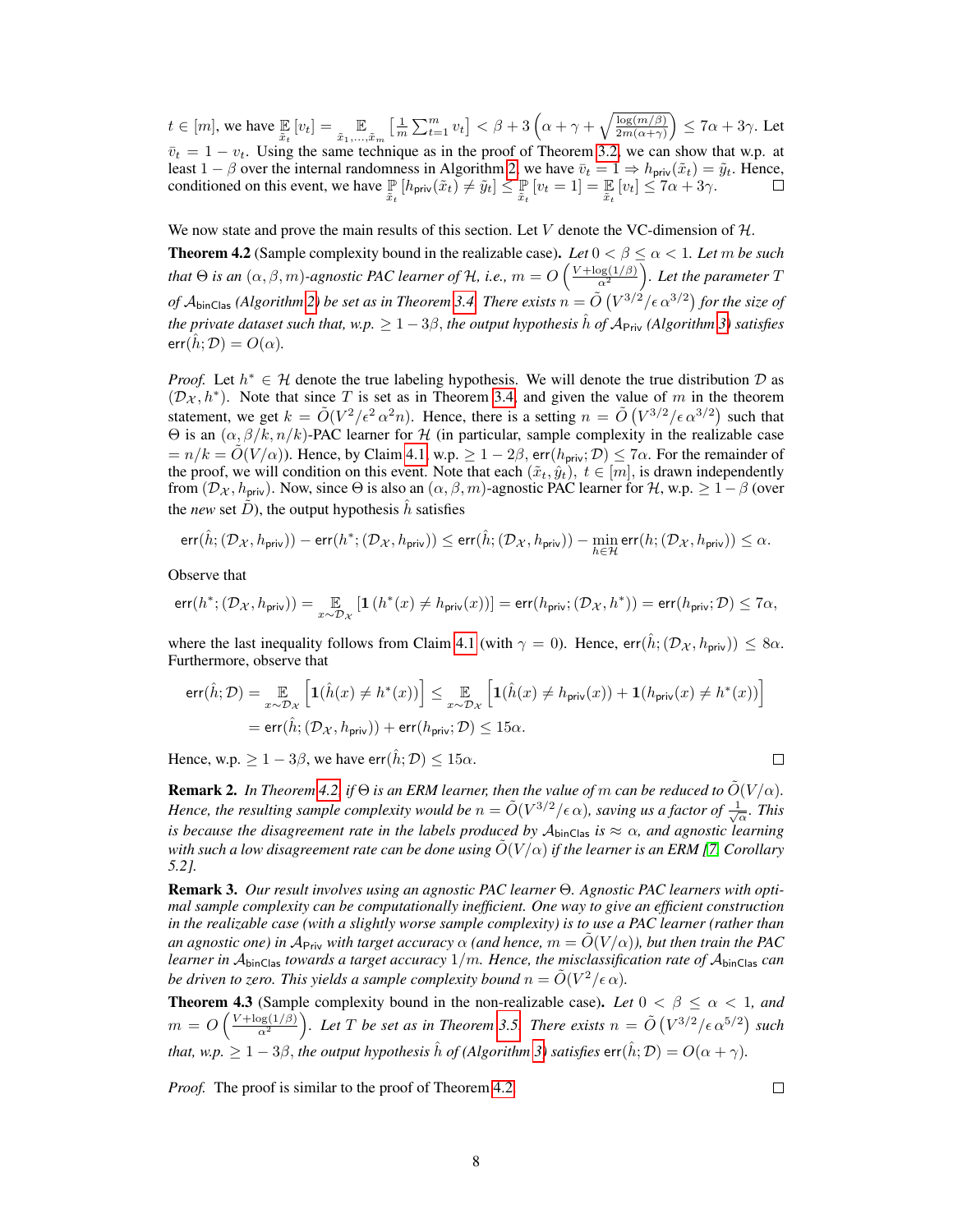$t \in [m]$, we have $\mathbb{E}_{\tilde{x}_t}[v_t] = \mathbb{E}_{\tilde{x}_1,\ldots,\tilde{x}_m}\left[\frac{1}{m}\sum_{t=1}^m v_t\right] < \beta + 3\left(\alpha + \gamma + \sqrt{\frac{\log(m/\beta)}{2m(\alpha+\gamma)}}\right) \leq 7\alpha + 3\gamma$. Let $\bar{v}_t = 1 - v_t$. Using the same technique as in the proof of Theorem 3.2, we can show that w.p. at least $1-\beta$ over the internal randomness in Algorithm 2, we have $\bar{v}_t = 1 \Rightarrow h_{\mathsf{priv}}(\tilde{x}_t) = \tilde{y}_t$. Hence, conditioned on this event, we have $\mathbb{P}_{\tilde{x}_t}[h_{\mathsf{priv}}(\tilde{x}_t) \neq \tilde{y}_t] \leq \mathbb{P}_{\tilde{x}_t}[v_t = 1] = \mathbb{E}_{\tilde{x}_t}[v_t] \leq 7\alpha + 3\gamma$. ◻

We now state and prove the main results of this section. Let $V$ denote the VC-dimension of $\mathcal{H}$.

**Theorem 4.2** (Sample complexity bound in the realizable case). *Let $0 < \beta \leq \alpha < 1$. Let $m$ be such that $\Theta$ is an $(\alpha, \beta, m)$-agnostic PAC learner of $\mathcal{H}$, i.e., $m = O\left(\frac{V + \log(1/\beta)}{\alpha^2}\right)$. Let the parameter $T$ of $\mathcal{A}_{\mathsf{binClas}}$ (Algorithm 2) be set as in Theorem 3.4. There exists $n = \tilde{O}\left(V^{3/2}/\epsilon\,\alpha^{3/2}\right)$ for the size of the private dataset such that, w.p. $\geq 1-3\beta$, the output hypothesis $\hat{h}$ of $\mathcal{A}_{\mathsf{Priv}}$ (Algorithm 3) satisfies $\mathsf{err}(\hat{h}; \mathcal{D}) = O(\alpha)$.*

*Proof.* Let $h^* \in \mathcal{H}$ denote the true labeling hypothesis. We will denote the true distribution $\mathcal{D}$ as $(\mathcal{D}_{\mathcal{X}}, h^*)$. Note that since $T$ is set as in Theorem 3.4, and given the value of $m$ in the theorem statement, we get $k = \tilde{O}(V^2/\epsilon^2\,\alpha^2 n)$. Hence, there is a setting $n = \tilde{O}\left(V^{3/2}/\epsilon\,\alpha^{3/2}\right)$ such that $\Theta$ is an $(\alpha, \beta/k, n/k)$-PAC learner for $\mathcal{H}$ (in particular, sample complexity in the realizable case $= n/k = \tilde{O}(V/\alpha)$). Hence, by Claim 4.1, w.p. $\geq 1-2\beta$, $\mathsf{err}(h_{\mathsf{priv}}; \mathcal{D}) \leq 7\alpha$. For the remainder of the proof, we will condition on this event. Note that each $(\tilde{x}_t, \hat{y}_t)$, $t \in [m]$, is drawn independently from $(\mathcal{D}_{\mathcal{X}}, h_{\mathsf{priv}})$. Now, since $\Theta$ is also an $(\alpha, \beta, m)$-agnostic PAC learner for $\mathcal{H}$, w.p. $\geq 1-\beta$ (over the *new* set $\tilde{D}$), the output hypothesis $\hat{h}$ satisfies

$$\mathsf{err}(\hat{h}; (\mathcal{D}_{\mathcal{X}}, h_{\mathsf{priv}})) - \mathsf{err}(h^*; (\mathcal{D}_{\mathcal{X}}, h_{\mathsf{priv}})) \leq \mathsf{err}(\hat{h}; (\mathcal{D}_{\mathcal{X}}, h_{\mathsf{priv}})) - \min_{h \in \mathcal{H}} \mathsf{err}(h; (\mathcal{D}_{\mathcal{X}}, h_{\mathsf{priv}})) \leq \alpha.$$

Observe that

$$\mathsf{err}(h^*; (\mathcal{D}_{\mathcal{X}}, h_{\mathsf{priv}})) = \mathbb{E}_{x \sim \mathcal{D}_{\mathcal{X}}}\left[\mathbf{1}\left(h^*(x) \neq h_{\mathsf{priv}}(x)\right)\right] = \mathsf{err}(h_{\mathsf{priv}}; (\mathcal{D}_{\mathcal{X}}, h^*)) = \mathsf{err}(h_{\mathsf{priv}}; \mathcal{D}) \leq 7\alpha,$$

where the last inequality follows from Claim 4.1 (with $\gamma = 0$). Hence, $\mathsf{err}(\hat{h}; (\mathcal{D}_{\mathcal{X}}, h_{\mathsf{priv}})) \leq 8\alpha$. Furthermore, observe that

$$\begin{aligned}\mathsf{err}(\hat{h}; \mathcal{D}) &= \mathbb{E}_{x \sim \mathcal{D}_{\mathcal{X}}}\left[\mathbf{1}(\hat{h}(x) \neq h^*(x))\right] \leq \mathbb{E}_{x \sim \mathcal{D}_{\mathcal{X}}}\left[\mathbf{1}(\hat{h}(x) \neq h_{\mathsf{priv}}(x)) + \mathbf{1}(h_{\mathsf{priv}}(x) \neq h^*(x))\right] \\ &= \mathsf{err}(\hat{h}; (\mathcal{D}_{\mathcal{X}}, h_{\mathsf{priv}})) + \mathsf{err}(h_{\mathsf{priv}}; \mathcal{D}) \leq 15\alpha.\end{aligned}$$

Hence, w.p. $\geq 1-3\beta$, we have $\mathsf{err}(\hat{h}; \mathcal{D}) \leq 15\alpha$. ◻

**Remark 2.** *In Theorem 4.2, if $\Theta$ is an ERM learner, then the value of $m$ can be reduced to $\tilde{O}(V/\alpha)$. Hence, the resulting sample complexity would be $n = \tilde{O}(V^{3/2}/\epsilon\,\alpha)$, saving us a factor of $\frac{1}{\sqrt{\alpha}}$. This is because the disagreement rate in the labels produced by $\mathcal{A}_{\mathsf{binClas}}$ is $\approx \alpha$, and agnostic learning with such a low disagreement rate can be done using $\tilde{O}(V/\alpha)$ if the learner is an ERM [7, Corollary 5.2].*

**Remark 3.** *Our result involves using an agnostic PAC learner $\Theta$. Agnostic PAC learners with optimal sample complexity can be computationally inefficient. One way to give an efficient construction in the realizable case (with a slightly worse sample complexity) is to use a PAC learner (rather than an agnostic one) in $\mathcal{A}_{\mathsf{Priv}}$ with target accuracy $\alpha$ (and hence, $m = \tilde{O}(V/\alpha)$), but then train the PAC learner in $\mathcal{A}_{\mathsf{binClas}}$ towards a target accuracy $1/m$. Hence, the misclassification rate of $\mathcal{A}_{\mathsf{binClas}}$ can be driven to zero. This yields a sample complexity bound $n = \tilde{O}(V^2/\epsilon\,\alpha)$.*

**Theorem 4.3** (Sample complexity bound in the non-realizable case). *Let $0 < \beta \leq \alpha < 1$, and $m = O\left(\frac{V + \log(1/\beta)}{\alpha^2}\right)$. Let $T$ be set as in Theorem 3.5. There exists $n = \tilde{O}\left(V^{3/2}/\epsilon\,\alpha^{5/2}\right)$ such that, w.p. $\geq 1-3\beta$, the output hypothesis $\hat{h}$ of (Algorithm 3) satisfies $\mathsf{err}(\hat{h}; \mathcal{D}) = O(\alpha + \gamma)$.*

*Proof.* The proof is similar to the proof of Theorem 4.2. ◻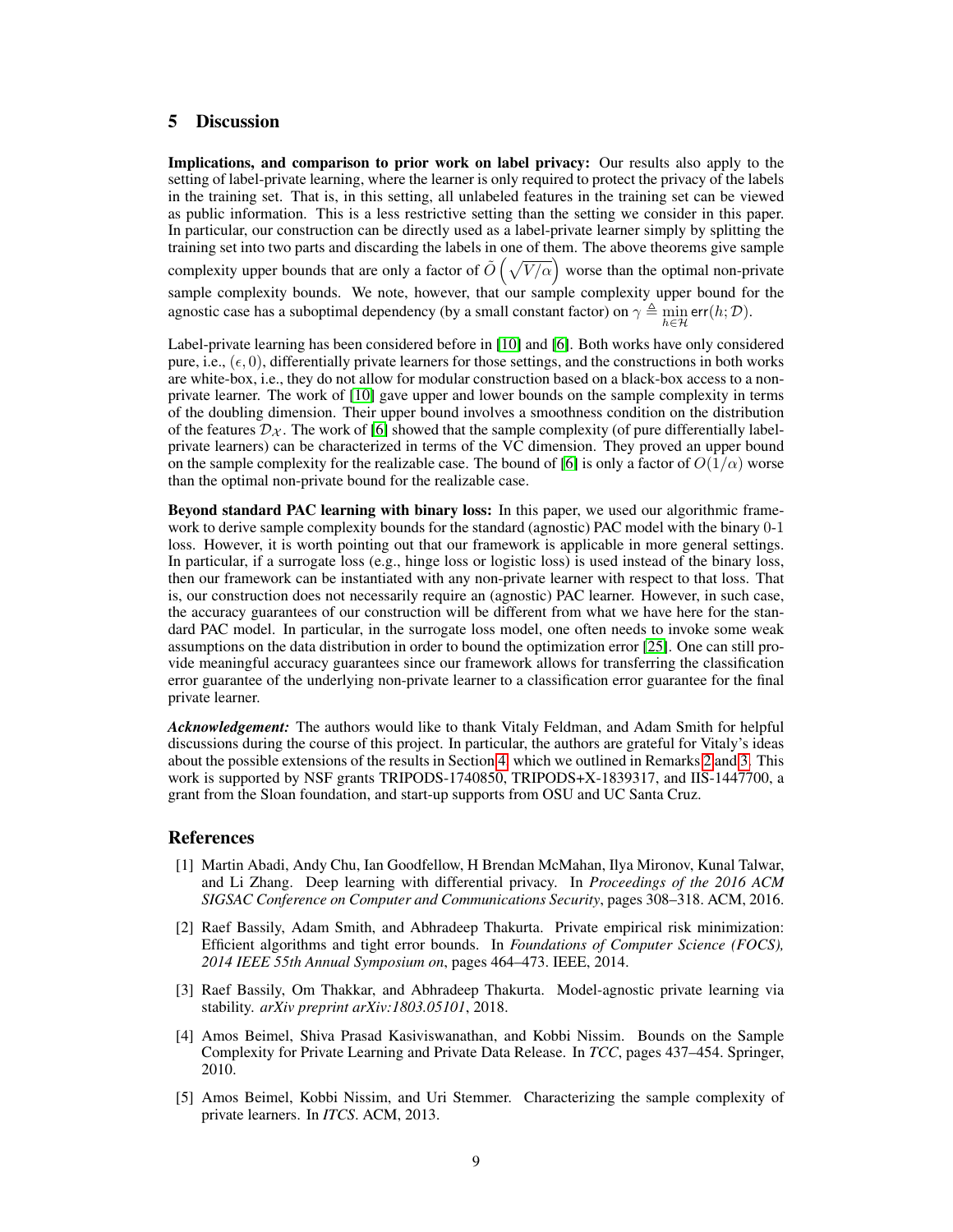## 5 Discussion

**Implications, and comparison to prior work on label privacy:** Our results also apply to the setting of label-private learning, where the learner is only required to protect the privacy of the labels in the training set. That is, in this setting, all unlabeled features in the training set can be viewed as public information. This is a less restrictive setting than the setting we consider in this paper. In particular, our construction can be directly used as a label-private learner simply by splitting the training set into two parts and discarding the labels in one of them. The above theorems give sample complexity upper bounds that are only a factor of $\tilde{O}\left(\sqrt{V/\alpha}\right)$ worse than the optimal non-private sample complexity bounds. We note, however, that our sample complexity upper bound for the agnostic case has a suboptimal dependency (by a small constant factor) on $\gamma \triangleq \min_{h \in \mathcal{H}} \mathsf{err}(h; \mathcal{D})$.

Label-private learning has been considered before in [10] and [6]. Both works have only considered pure, i.e., $(\epsilon, 0)$, differentially private learners for those settings, and the constructions in both works are white-box, i.e., they do not allow for modular construction based on a black-box access to a non-private learner. The work of [10] gave upper and lower bounds on the sample complexity in terms of the doubling dimension. Their upper bound involves a smoothness condition on the distribution of the features $\mathcal{D}_{\mathcal{X}}$. The work of [6] showed that the sample complexity (of pure differentially label-private learners) can be characterized in terms of the VC dimension. They proved an upper bound on the sample complexity for the realizable case. The bound of [6] is only a factor of $O(1/\alpha)$ worse than the optimal non-private bound for the realizable case.

**Beyond standard PAC learning with binary loss:** In this paper, we used our algorithmic framework to derive sample complexity bounds for the standard (agnostic) PAC model with the binary 0-1 loss. However, it is worth pointing out that our framework is applicable in more general settings. In particular, if a surrogate loss (e.g., hinge loss or logistic loss) is used instead of the binary loss, then our framework can be instantiated with any non-private learner with respect to that loss. That is, our construction does not necessarily require an (agnostic) PAC learner. However, in such case, the accuracy guarantees of our construction will be different from what we have here for the standard PAC model. In particular, in the surrogate loss model, one often needs to invoke some weak assumptions on the data distribution in order to bound the optimization error [25]. One can still provide meaningful accuracy guarantees since our framework allows for transferring the classification error guarantee of the underlying non-private learner to a classification error guarantee for the final private learner.

***Acknowledgement:*** The authors would like to thank Vitaly Feldman, and Adam Smith for helpful discussions during the course of this project. In particular, the authors are grateful for Vitaly's ideas about the possible extensions of the results in Section 4, which we outlined in Remarks 2 and 3. This work is supported by NSF grants TRIPODS-1740850, TRIPODS+X-1839317, and IIS-1447700, a grant from the Sloan foundation, and start-up supports from OSU and UC Santa Cruz.

## References

[1] Martin Abadi, Andy Chu, Ian Goodfellow, H Brendan McMahan, Ilya Mironov, Kunal Talwar, and Li Zhang. Deep learning with differential privacy. In *Proceedings of the 2016 ACM SIGSAC Conference on Computer and Communications Security*, pages 308–318. ACM, 2016.

[2] Raef Bassily, Adam Smith, and Abhradeep Thakurta. Private empirical risk minimization: Efficient algorithms and tight error bounds. In *Foundations of Computer Science (FOCS), 2014 IEEE 55th Annual Symposium on*, pages 464–473. IEEE, 2014.

[3] Raef Bassily, Om Thakkar, and Abhradeep Thakurta. Model-agnostic private learning via stability. *arXiv preprint arXiv:1803.05101*, 2018.

[4] Amos Beimel, Shiva Prasad Kasiviswanathan, and Kobbi Nissim. Bounds on the Sample Complexity for Private Learning and Private Data Release. In *TCC*, pages 437–454. Springer, 2010.

[5] Amos Beimel, Kobbi Nissim, and Uri Stemmer. Characterizing the sample complexity of private learners. In *ITCS*. ACM, 2013.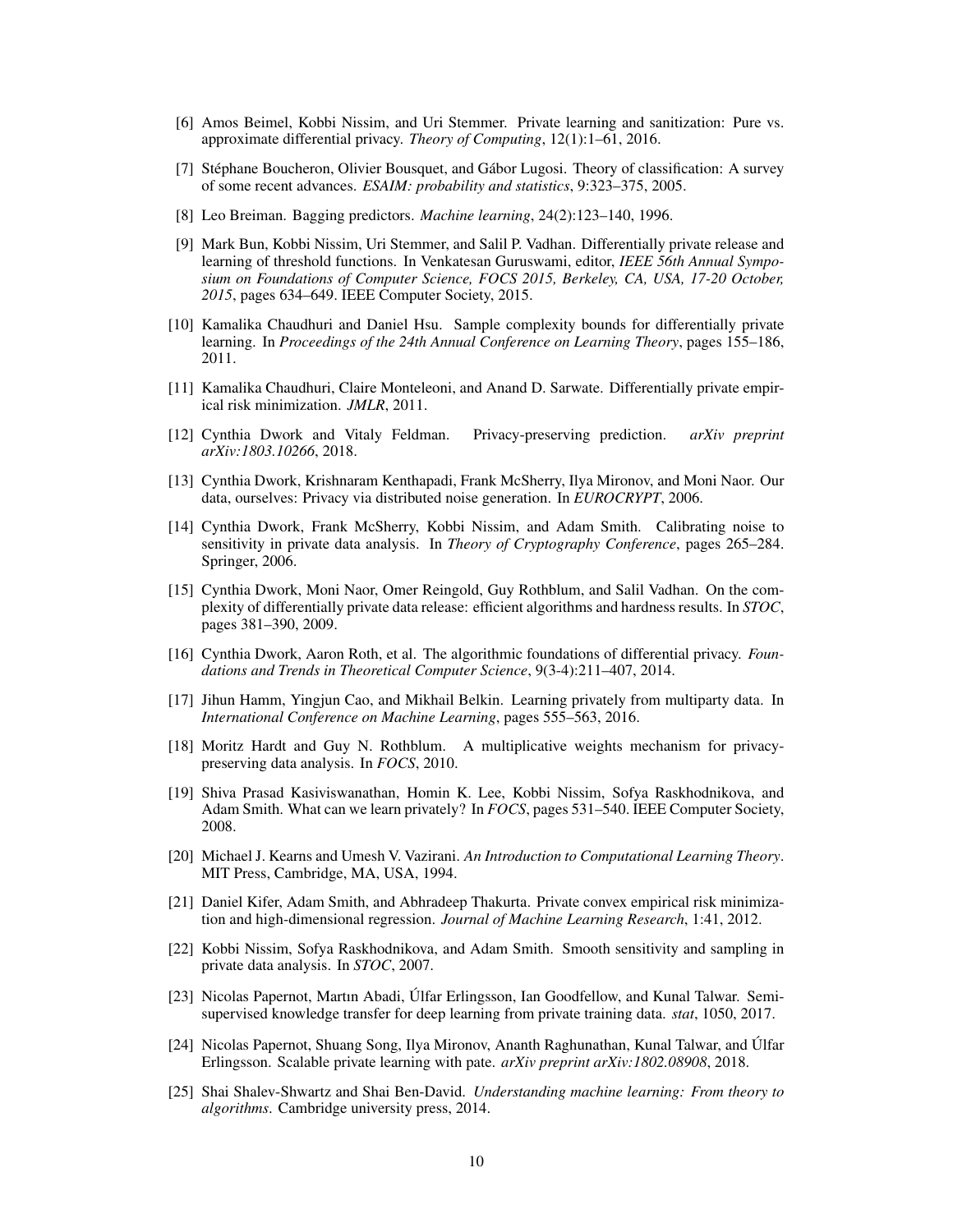[6] Amos Beimel, Kobbi Nissim, and Uri Stemmer. Private learning and sanitization: Pure vs. approximate differential privacy. *Theory of Computing*, 12(1):1–61, 2016.

[7] Stéphane Boucheron, Olivier Bousquet, and Gábor Lugosi. Theory of classification: A survey of some recent advances. *ESAIM: probability and statistics*, 9:323–375, 2005.

[8] Leo Breiman. Bagging predictors. *Machine learning*, 24(2):123–140, 1996.

[9] Mark Bun, Kobbi Nissim, Uri Stemmer, and Salil P. Vadhan. Differentially private release and learning of threshold functions. In Venkatesan Guruswami, editor, *IEEE 56th Annual Symposium on Foundations of Computer Science, FOCS 2015, Berkeley, CA, USA, 17-20 October, 2015*, pages 634–649. IEEE Computer Society, 2015.

[10] Kamalika Chaudhuri and Daniel Hsu. Sample complexity bounds for differentially private learning. In *Proceedings of the 24th Annual Conference on Learning Theory*, pages 155–186, 2011.

[11] Kamalika Chaudhuri, Claire Monteleoni, and Anand D. Sarwate. Differentially private empirical risk minimization. *JMLR*, 2011.

[12] Cynthia Dwork and Vitaly Feldman. Privacy-preserving prediction. *arXiv preprint arXiv:1803.10266*, 2018.

[13] Cynthia Dwork, Krishnaram Kenthapadi, Frank McSherry, Ilya Mironov, and Moni Naor. Our data, ourselves: Privacy via distributed noise generation. In *EUROCRYPT*, 2006.

[14] Cynthia Dwork, Frank McSherry, Kobbi Nissim, and Adam Smith. Calibrating noise to sensitivity in private data analysis. In *Theory of Cryptography Conference*, pages 265–284. Springer, 2006.

[15] Cynthia Dwork, Moni Naor, Omer Reingold, Guy Rothblum, and Salil Vadhan. On the complexity of differentially private data release: efficient algorithms and hardness results. In *STOC*, pages 381–390, 2009.

[16] Cynthia Dwork, Aaron Roth, et al. The algorithmic foundations of differential privacy. *Foundations and Trends in Theoretical Computer Science*, 9(3-4):211–407, 2014.

[17] Jihun Hamm, Yingjun Cao, and Mikhail Belkin. Learning privately from multiparty data. In *International Conference on Machine Learning*, pages 555–563, 2016.

[18] Moritz Hardt and Guy N. Rothblum. A multiplicative weights mechanism for privacy-preserving data analysis. In *FOCS*, 2010.

[19] Shiva Prasad Kasiviswanathan, Homin K. Lee, Kobbi Nissim, Sofya Raskhodnikova, and Adam Smith. What can we learn privately? In *FOCS*, pages 531–540. IEEE Computer Society, 2008.

[20] Michael J. Kearns and Umesh V. Vazirani. *An Introduction to Computational Learning Theory*. MIT Press, Cambridge, MA, USA, 1994.

[21] Daniel Kifer, Adam Smith, and Abhradeep Thakurta. Private convex empirical risk minimization and high-dimensional regression. *Journal of Machine Learning Research*, 1:41, 2012.

[22] Kobbi Nissim, Sofya Raskhodnikova, and Adam Smith. Smooth sensitivity and sampling in private data analysis. In *STOC*, 2007.

[23] Nicolas Papernot, Martın Abadi, Úlfar Erlingsson, Ian Goodfellow, and Kunal Talwar. Semi-supervised knowledge transfer for deep learning from private training data. *stat*, 1050, 2017.

[24] Nicolas Papernot, Shuang Song, Ilya Mironov, Ananth Raghunathan, Kunal Talwar, and Úlfar Erlingsson. Scalable private learning with pate. *arXiv preprint arXiv:1802.08908*, 2018.

[25] Shai Shalev-Shwartz and Shai Ben-David. *Understanding machine learning: From theory to algorithms*. Cambridge university press, 2014.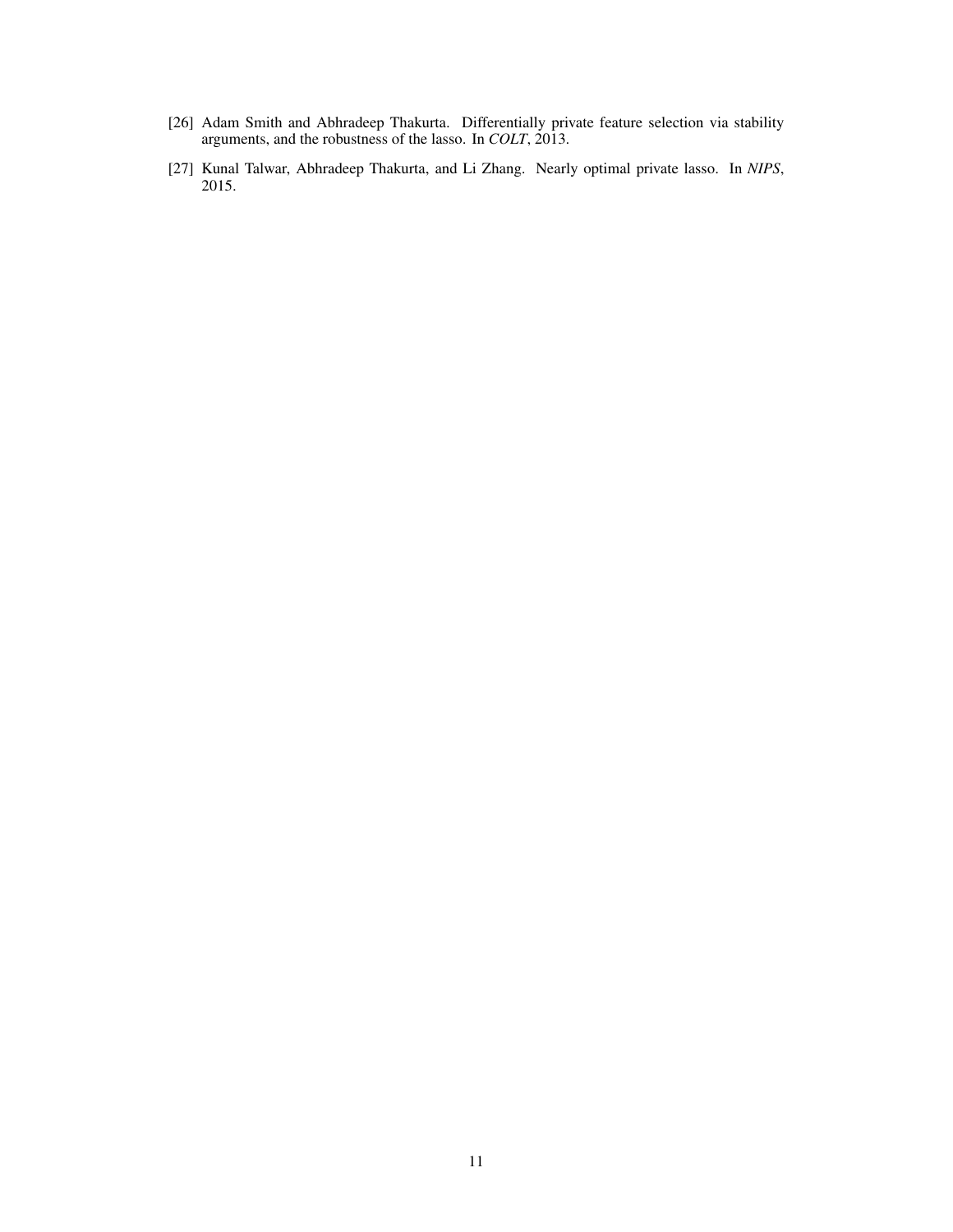[26] Adam Smith and Abhradeep Thakurta. Differentially private feature selection via stability arguments, and the robustness of the lasso. In *COLT*, 2013.

[27] Kunal Talwar, Abhradeep Thakurta, and Li Zhang. Nearly optimal private lasso. In *NIPS*, 2015.